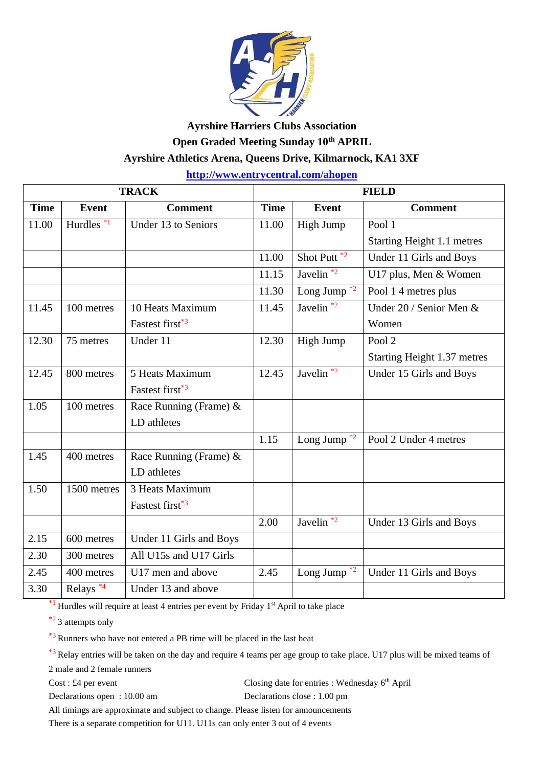**Ayrshire Harriers Clubs Association**

**Open Graded Meeting Sunday 10th APRIL**

**Ayrshire Athletics Arena, Queens Drive, Kilmarnock, KA1 3XF**

**http://www.entrycentral.com/ahopen**

| TRACK | | | FIELD | | |
|---|---|---|---|---|---|
| **Time** | **Event** | **Comment** | **Time** | **Event** | **Comment** |
| 11.00 | Hurdles [*1] | Under 13 to Seniors | 11.00 | High Jump | Pool 1 Starting Height 1.1 metres |
| | | | 11.00 | Shot Putt [*2] | Under 11 Girls and Boys |
| | | | 11.15 | Javelin [*2] | U17 plus, Men & Women |
| | | | 11.30 | Long Jump [*2] | Pool 1 4 metres plus |
| 11.45 | 100 metres | 10 Heats Maximum Fastest first[*3] | 11.45 | Javelin [*2] | Under 20 / Senior Men & Women |
| 12.30 | 75 metres | Under 11 | 12.30 | High Jump | Pool 2 Starting Height 1.37 metres |
| 12.45 | 800 metres | 5 Heats Maximum Fastest first[*3] | 12.45 | Javelin [*2] | Under 15 Girls and Boys |
| 1.05 | 100 metres | Race Running (Frame) & LD athletes | | | |
| | | | 1.15 | Long Jump [*2] | Pool 2 Under 4 metres |
| 1.45 | 400 metres | Race Running (Frame) & LD athletes | | | |
| 1.50 | 1500 metres | 3 Heats Maximum Fastest first[*3] | | | |
| | | | 2.00 | Javelin [*2] | Under 13 Girls and Boys |
| 2.15 | 600 metres | Under 11 Girls and Boys | | | |
| 2.30 | 300 metres | All U15s and U17 Girls | | | |
| 2.45 | 400 metres | U17 men and above | 2.45 | Long Jump [*2] | Under 11 Girls and Boys |
| 3.30 | Relays [*4] | Under 13 and above | | | |

[*1] Hurdles will require at least 4 entries per event by Friday 1st April to take place

[*2] 3 attempts only

[*3] Runners who have not entered a PB time will be placed in the last heat

[*3] Relay entries will be taken on the day and require 4 teams per age group to take place. U17 plus will be mixed teams of 2 male and 2 female runners

Cost : £4 per event

Closing date for entries : Wednesday 6th April

Declarations open : 10.00 am

Declarations close : 1.00 pm

All timings are approximate and subject to change. Please listen for announcements

There is a separate competition for U11. U11s can only enter 3 out of 4 events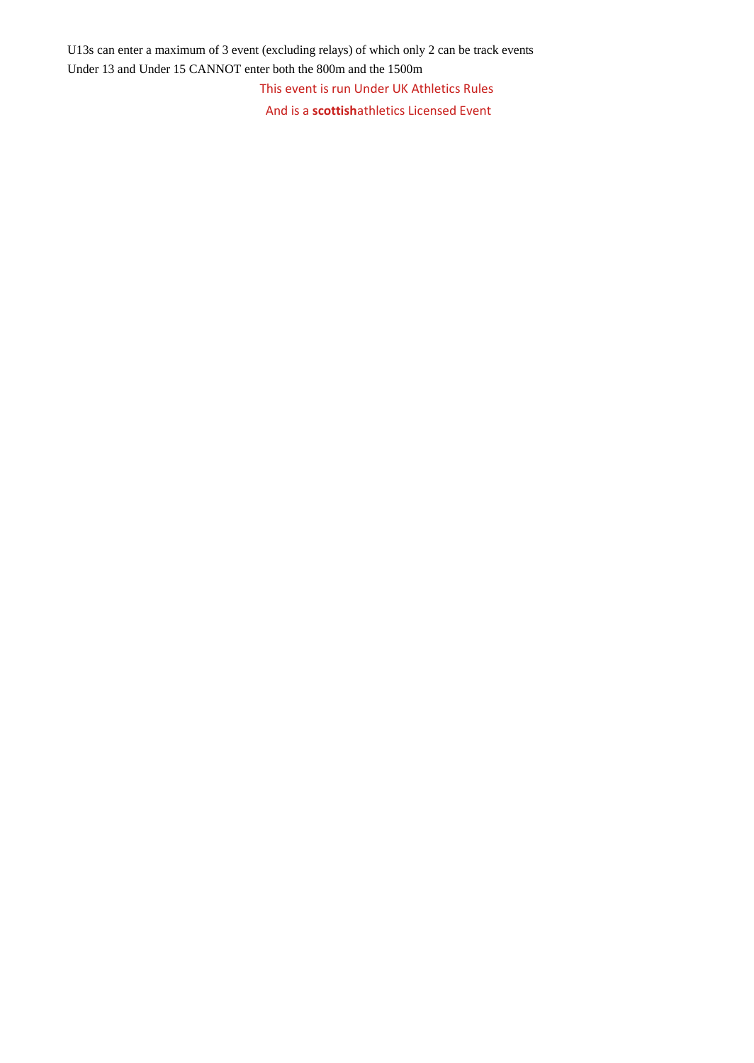U13s can enter a maximum of 3 event (excluding relays) of which only 2 can be track events

Under 13 and Under 15 CANNOT enter both the 800m and the 1500m

This event is run Under UK Athletics Rules

And is a **scottish**athletics Licensed Event